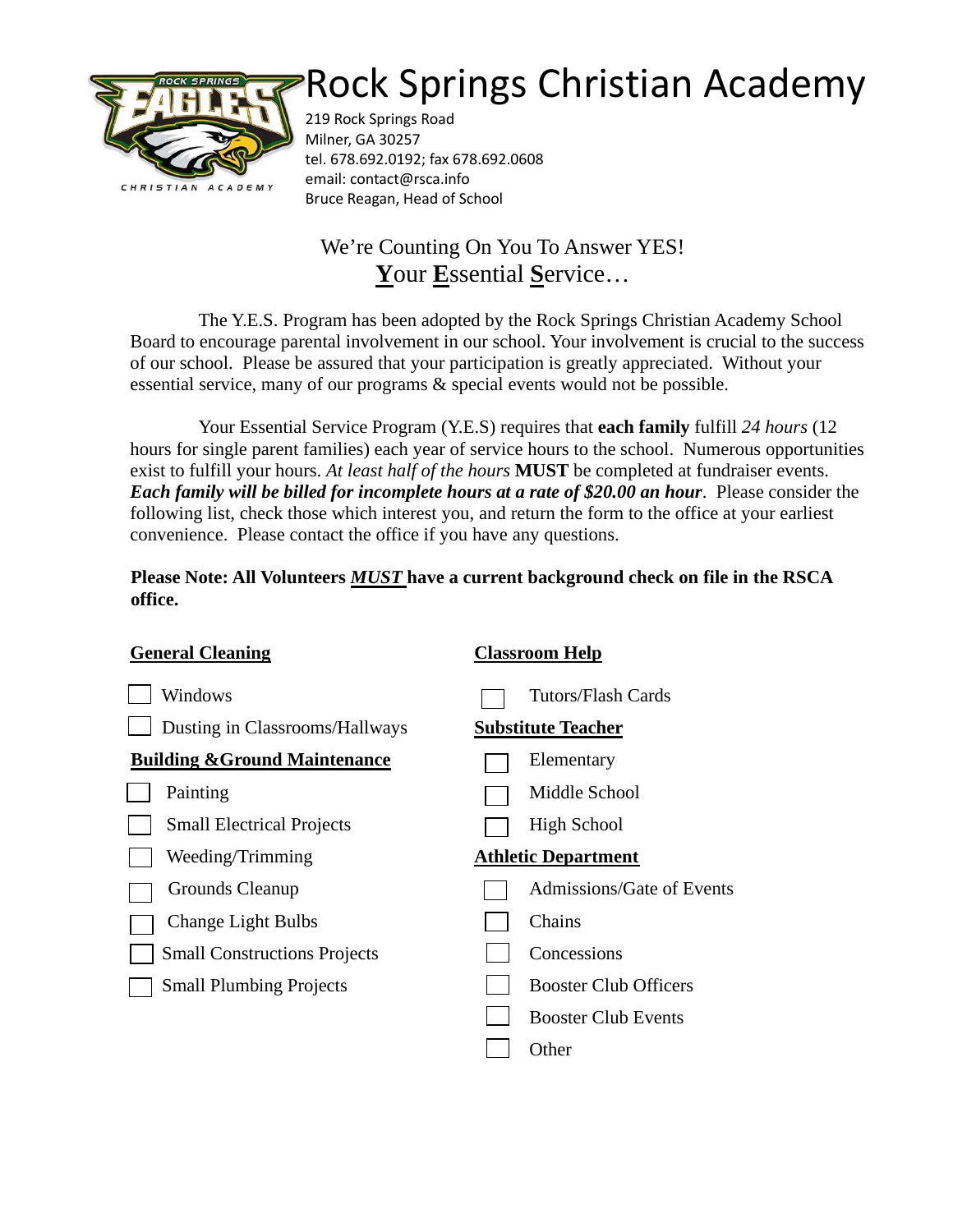# Rock Springs Christian Academy

219 Rock Springs Road
Milner, GA 30257
tel. 678.692.0192; fax 678.692.0608
email: contact@rsca.info
Bruce Reagan, Head of School

## We're Counting On You To Answer YES!
## **Y**our **E**ssential **S**ervice…

The Y.E.S. Program has been adopted by the Rock Springs Christian Academy School Board to encourage parental involvement in our school. Your involvement is crucial to the success of our school. Please be assured that your participation is greatly appreciated. Without your essential service, many of our programs & special events would not be possible.

Your Essential Service Program (Y.E.S) requires that **each family** fulfill *24 hours* (12 hours for single parent families) each year of service hours to the school. Numerous opportunities exist to fulfill your hours. *At least half of the hours* **MUST** be completed at fundraiser events. ***Each family will be billed for incomplete hours at a rate of $20.00 an hour***. Please consider the following list, check those which interest you, and return the form to the office at your earliest convenience. Please contact the office if you have any questions.

**Please Note: All Volunteers *MUST* have a current background check on file in the RSCA office.**

**General Cleaning**

- ☐ Windows
- ☐ Dusting in Classrooms/Hallways

**Building &Ground Maintenance**

- ☐ Painting
- ☐ Small Electrical Projects
- ☐ Weeding/Trimming
- ☐ Grounds Cleanup
- ☐ Change Light Bulbs
- ☐ Small Constructions Projects
- ☐ Small Plumbing Projects

**Classroom Help**

- ☐ Tutors/Flash Cards

**Substitute Teacher**

- ☐ Elementary
- ☐ Middle School
- ☐ High School

**Athletic Department**

- ☐ Admissions/Gate of Events
- ☐ Chains
- ☐ Concessions
- ☐ Booster Club Officers
- ☐ Booster Club Events
- ☐ Other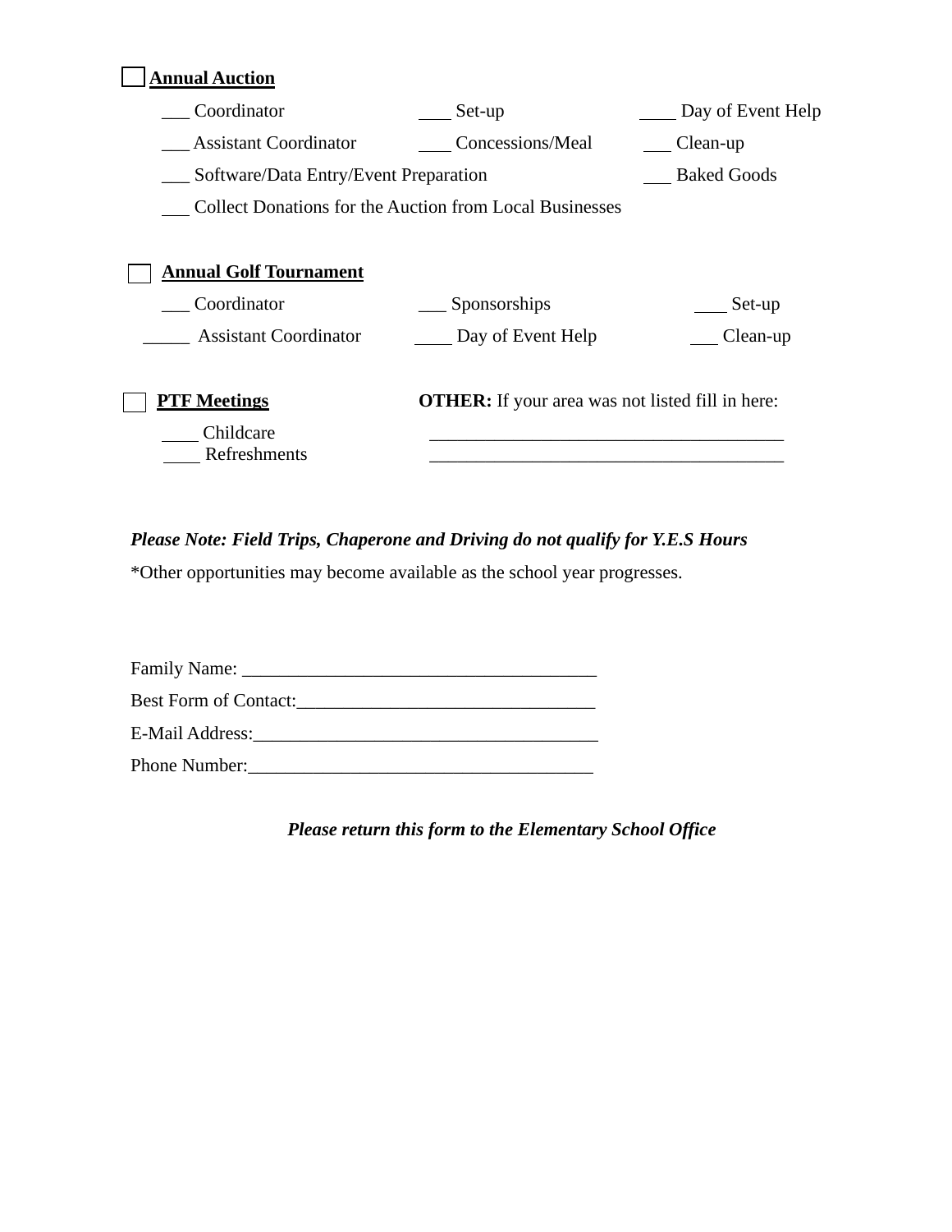☐ **Annual Auction**

___ Coordinator ___ Set-up ____ Day of Event Help

___ Assistant Coordinator ___ Concessions/Meal ___ Clean-up

___ Software/Data Entry/Event Preparation ___ Baked Goods

___ Collect Donations for the Auction from Local Businesses

☐ **Annual Golf Tournament**

___ Coordinator ___ Sponsorships ___ Set-up

_____ Assistant Coordinator ____ Day of Event Help ___ Clean-up

☐ **PTF Meetings**

____ Childcare

____ Refreshments

**OTHER:** If your area was not listed fill in here:

_______________________________________

_______________________________________

***Please Note: Field Trips, Chaperone and Driving do not qualify for Y.E.S Hours***

*Other opportunities may become available as the school year progresses.

Family Name: ______________________________________

Best Form of Contact:________________________________

E-Mail Address:_____________________________________

Phone Number:_____________________________________

***Please return this form to the Elementary School Office***